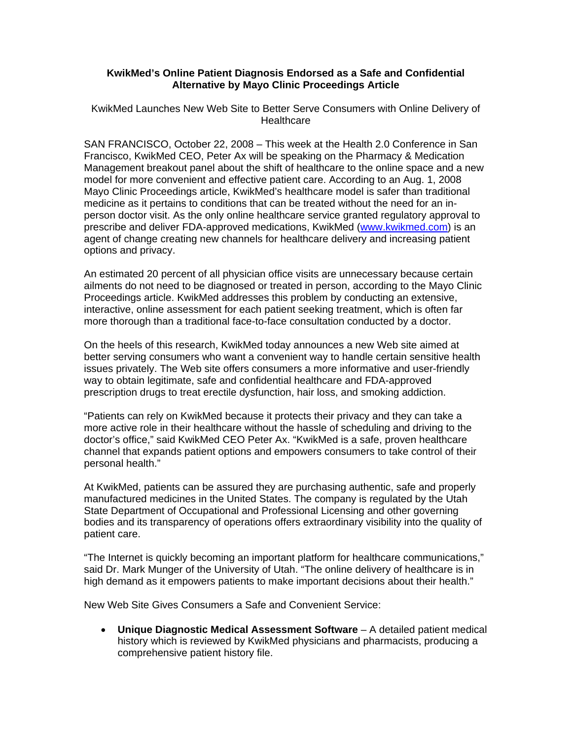**KwikMed's Online Patient Diagnosis Endorsed as a Safe and Confidential Alternative by Mayo Clinic Proceedings Article**

KwikMed Launches New Web Site to Better Serve Consumers with Online Delivery of Healthcare

SAN FRANCISCO, October 22, 2008 – This week at the Health 2.0 Conference in San Francisco, KwikMed CEO, Peter Ax will be speaking on the Pharmacy & Medication Management breakout panel about the shift of healthcare to the online space and a new model for more convenient and effective patient care. According to an Aug. 1, 2008 Mayo Clinic Proceedings article, KwikMed's healthcare model is safer than traditional medicine as it pertains to conditions that can be treated without the need for an in-person doctor visit. As the only online healthcare service granted regulatory approval to prescribe and deliver FDA-approved medications, KwikMed ([www.kwikmed.com](http://www.kwikmed.com)) is an agent of change creating new channels for healthcare delivery and increasing patient options and privacy.

An estimated 20 percent of all physician office visits are unnecessary because certain ailments do not need to be diagnosed or treated in person, according to the Mayo Clinic Proceedings article. KwikMed addresses this problem by conducting an extensive, interactive, online assessment for each patient seeking treatment, which is often far more thorough than a traditional face-to-face consultation conducted by a doctor.

On the heels of this research, KwikMed today announces a new Web site aimed at better serving consumers who want a convenient way to handle certain sensitive health issues privately. The Web site offers consumers a more informative and user-friendly way to obtain legitimate, safe and confidential healthcare and FDA-approved prescription drugs to treat erectile dysfunction, hair loss, and smoking addiction.

"Patients can rely on KwikMed because it protects their privacy and they can take a more active role in their healthcare without the hassle of scheduling and driving to the doctor's office," said KwikMed CEO Peter Ax. "KwikMed is a safe, proven healthcare channel that expands patient options and empowers consumers to take control of their personal health."

At KwikMed, patients can be assured they are purchasing authentic, safe and properly manufactured medicines in the United States. The company is regulated by the Utah State Department of Occupational and Professional Licensing and other governing bodies and its transparency of operations offers extraordinary visibility into the quality of patient care.

"The Internet is quickly becoming an important platform for healthcare communications," said Dr. Mark Munger of the University of Utah. "The online delivery of healthcare is in high demand as it empowers patients to make important decisions about their health."

New Web Site Gives Consumers a Safe and Convenient Service:

- **Unique Diagnostic Medical Assessment Software** – A detailed patient medical history which is reviewed by KwikMed physicians and pharmacists, producing a comprehensive patient history file.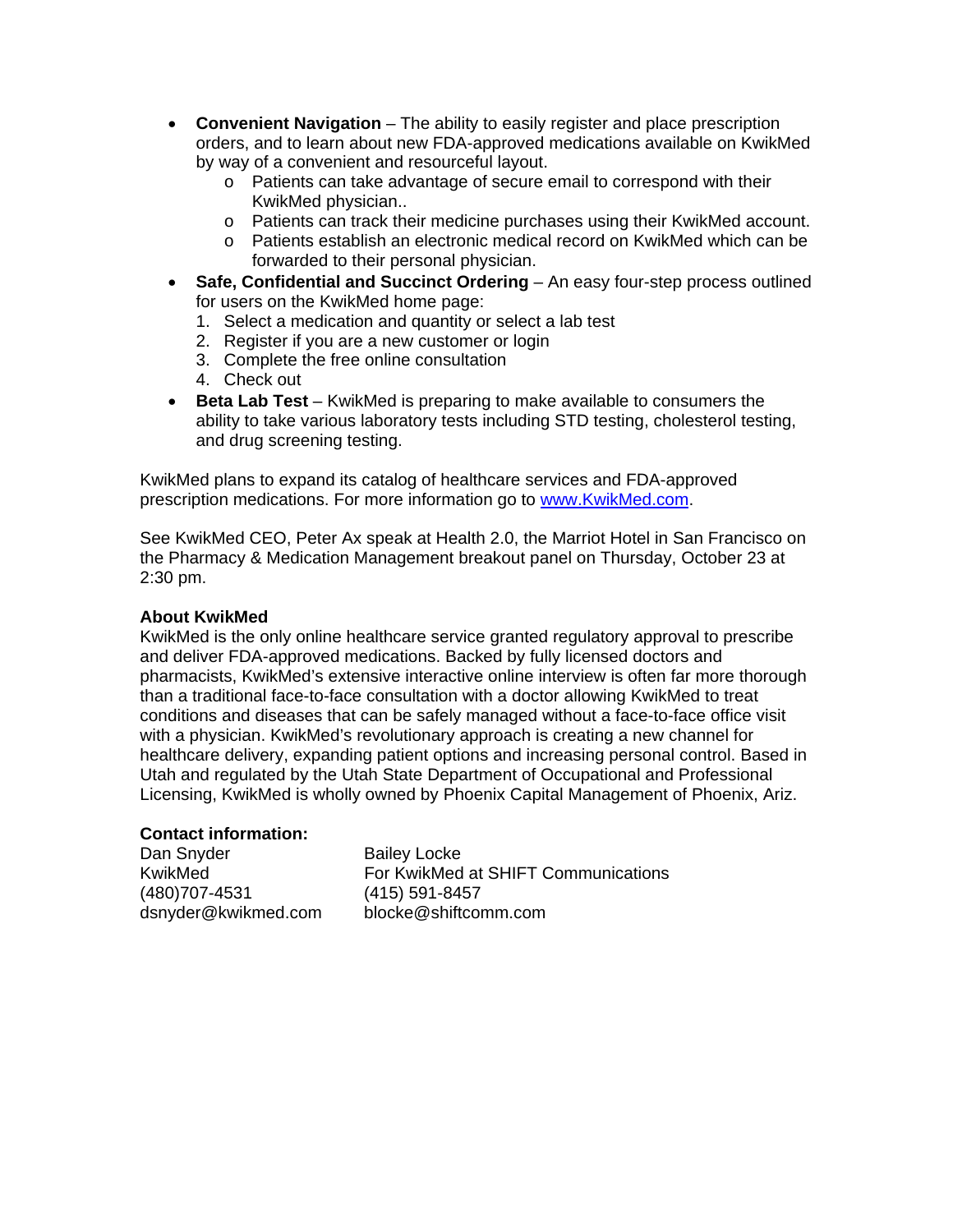- **Convenient Navigation** – The ability to easily register and place prescription orders, and to learn about new FDA-approved medications available on KwikMed by way of a convenient and resourceful layout.
    - Patients can take advantage of secure email to correspond with their KwikMed physician..
    - Patients can track their medicine purchases using their KwikMed account.
    - Patients establish an electronic medical record on KwikMed which can be forwarded to their personal physician.
- **Safe, Confidential and Succinct Ordering** – An easy four-step process outlined for users on the KwikMed home page:
    1. Select a medication and quantity or select a lab test
    2. Register if you are a new customer or login
    3. Complete the free online consultation
    4. Check out
- **Beta Lab Test** – KwikMed is preparing to make available to consumers the ability to take various laboratory tests including STD testing, cholesterol testing, and drug screening testing.

KwikMed plans to expand its catalog of healthcare services and FDA-approved prescription medications. For more information go to [www.KwikMed.com](http://www.KwikMed.com).

See KwikMed CEO, Peter Ax speak at Health 2.0, the Marriot Hotel in San Francisco on the Pharmacy & Medication Management breakout panel on Thursday, October 23 at 2:30 pm.

**About KwikMed**

KwikMed is the only online healthcare service granted regulatory approval to prescribe and deliver FDA-approved medications. Backed by fully licensed doctors and pharmacists, KwikMed's extensive interactive online interview is often far more thorough than a traditional face-to-face consultation with a doctor allowing KwikMed to treat conditions and diseases that can be safely managed without a face-to-face office visit with a physician. KwikMed's revolutionary approach is creating a new channel for healthcare delivery, expanding patient options and increasing personal control. Based in Utah and regulated by the Utah State Department of Occupational and Professional Licensing, KwikMed is wholly owned by Phoenix Capital Management of Phoenix, Ariz.

**Contact information:**

| | |
|---|---|
| Dan Snyder | Bailey Locke |
| KwikMed | For KwikMed at SHIFT Communications |
| (480)707-4531 | (415) 591-8457 |
| dsnyder@kwikmed.com | blocke@shiftcomm.com |